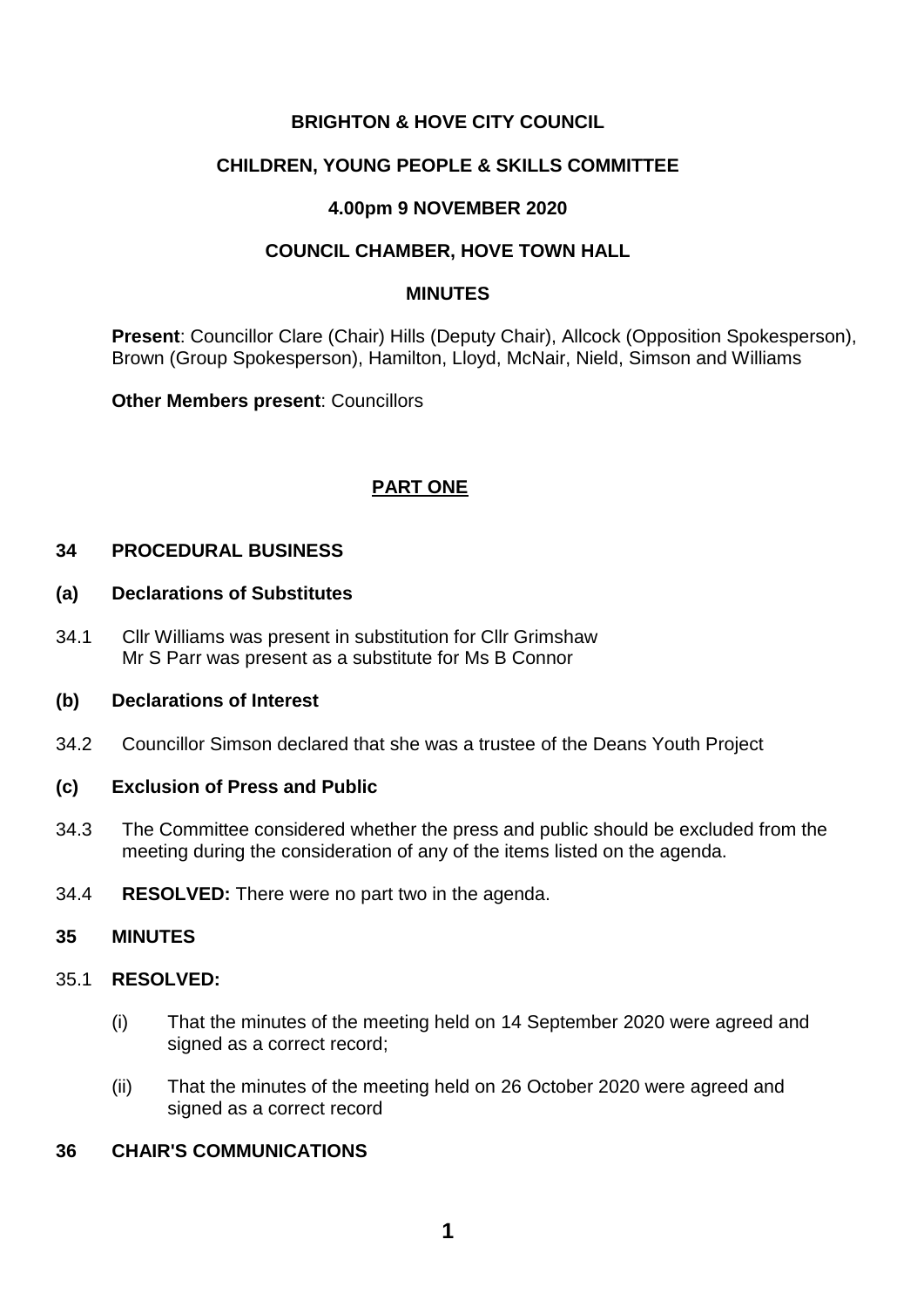**BRIGHTON & HOVE CITY COUNCIL**

**CHILDREN, YOUNG PEOPLE & SKILLS COMMITTEE**

**4.00pm 9 NOVEMBER 2020**

**COUNCIL CHAMBER, HOVE TOWN HALL**

**MINUTES**

**Present**: Councillor Clare (Chair) Hills (Deputy Chair), Allcock (Opposition Spokesperson), Brown (Group Spokesperson), Hamilton, Lloyd, McNair, Nield, Simson and Williams

**Other Members present**: Councillors

## PART ONE

### 34 PROCEDURAL BUSINESS

#### (a) Declarations of Substitutes

34.1 Cllr Williams was present in substitution for Cllr Grimshaw
Mr S Parr was present as a substitute for Ms B Connor

#### (b) Declarations of Interest

34.2 Councillor Simson declared that she was a trustee of the Deans Youth Project

#### (c) Exclusion of Press and Public

34.3 The Committee considered whether the press and public should be excluded from the meeting during the consideration of any of the items listed on the agenda.

34.4 **RESOLVED:** There were no part two in the agenda.

### 35 MINUTES

35.1 **RESOLVED:**

(i) That the minutes of the meeting held on 14 September 2020 were agreed and signed as a correct record;

(ii) That the minutes of the meeting held on 26 October 2020 were agreed and signed as a correct record

### 36 CHAIR'S COMMUNICATIONS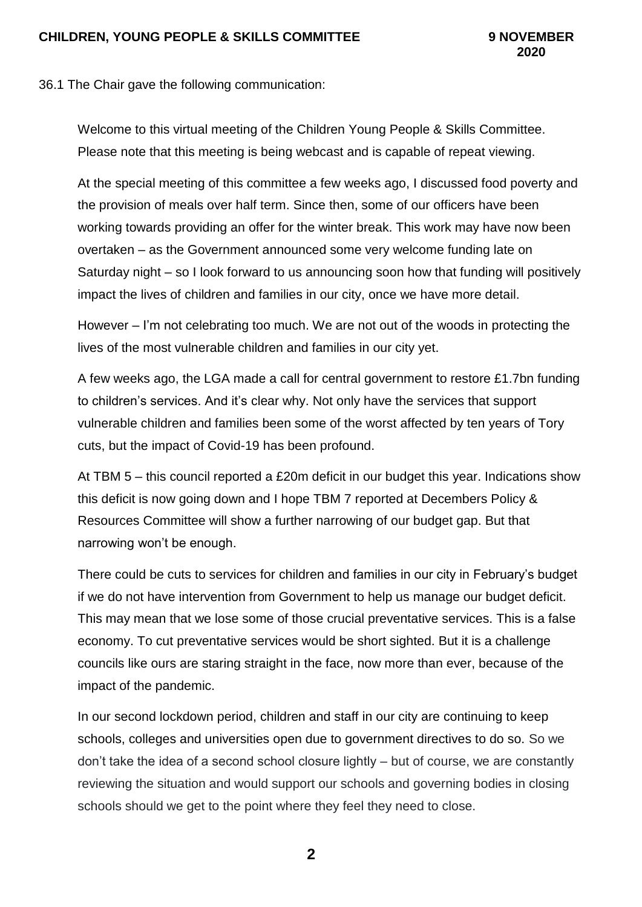36.1 The Chair gave the following communication:

Welcome to this virtual meeting of the Children Young People & Skills Committee. Please note that this meeting is being webcast and is capable of repeat viewing.

At the special meeting of this committee a few weeks ago, I discussed food poverty and the provision of meals over half term. Since then, some of our officers have been working towards providing an offer for the winter break. This work may have now been overtaken – as the Government announced some very welcome funding late on Saturday night – so I look forward to us announcing soon how that funding will positively impact the lives of children and families in our city, once we have more detail.

However – I'm not celebrating too much. We are not out of the woods in protecting the lives of the most vulnerable children and families in our city yet.

A few weeks ago, the LGA made a call for central government to restore £1.7bn funding to children's services. And it's clear why. Not only have the services that support vulnerable children and families been some of the worst affected by ten years of Tory cuts, but the impact of Covid-19 has been profound.

At TBM 5 – this council reported a £20m deficit in our budget this year. Indications show this deficit is now going down and I hope TBM 7 reported at Decembers Policy & Resources Committee will show a further narrowing of our budget gap. But that narrowing won't be enough.

There could be cuts to services for children and families in our city in February's budget if we do not have intervention from Government to help us manage our budget deficit. This may mean that we lose some of those crucial preventative services. This is a false economy. To cut preventative services would be short sighted. But it is a challenge councils like ours are staring straight in the face, now more than ever, because of the impact of the pandemic.

In our second lockdown period, children and staff in our city are continuing to keep schools, colleges and universities open due to government directives to do so. So we don't take the idea of a second school closure lightly – but of course, we are constantly reviewing the situation and would support our schools and governing bodies in closing schools should we get to the point where they feel they need to close.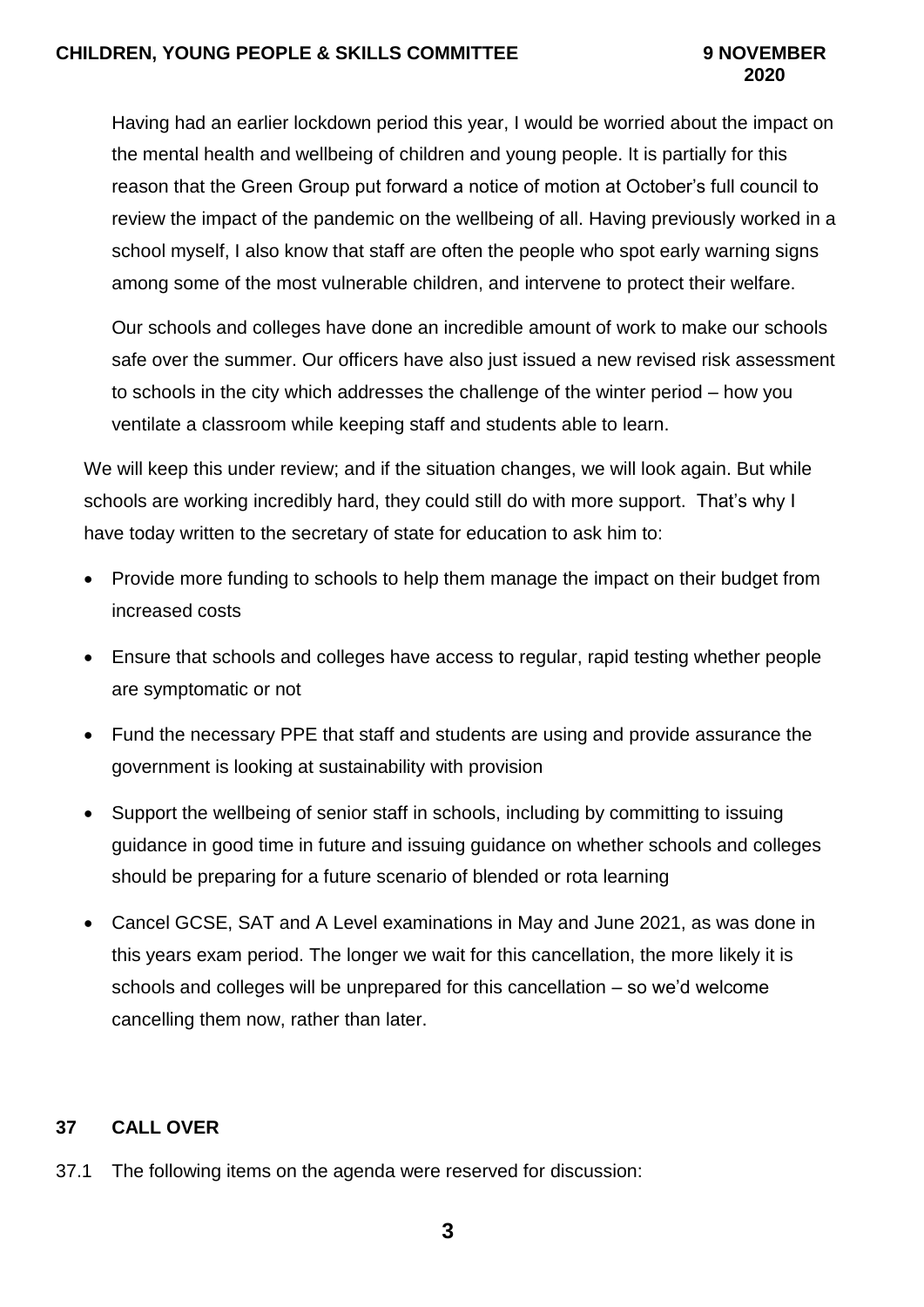Having had an earlier lockdown period this year, I would be worried about the impact on the mental health and wellbeing of children and young people. It is partially for this reason that the Green Group put forward a notice of motion at October's full council to review the impact of the pandemic on the wellbeing of all. Having previously worked in a school myself, I also know that staff are often the people who spot early warning signs among some of the most vulnerable children, and intervene to protect their welfare.

Our schools and colleges have done an incredible amount of work to make our schools safe over the summer. Our officers have also just issued a new revised risk assessment to schools in the city which addresses the challenge of the winter period – how you ventilate a classroom while keeping staff and students able to learn.

We will keep this under review; and if the situation changes, we will look again. But while schools are working incredibly hard, they could still do with more support. That's why I have today written to the secretary of state for education to ask him to:

- Provide more funding to schools to help them manage the impact on their budget from increased costs
- Ensure that schools and colleges have access to regular, rapid testing whether people are symptomatic or not
- Fund the necessary PPE that staff and students are using and provide assurance the government is looking at sustainability with provision
- Support the wellbeing of senior staff in schools, including by committing to issuing guidance in good time in future and issuing guidance on whether schools and colleges should be preparing for a future scenario of blended or rota learning
- Cancel GCSE, SAT and A Level examinations in May and June 2021, as was done in this years exam period. The longer we wait for this cancellation, the more likely it is schools and colleges will be unprepared for this cancellation – so we'd welcome cancelling them now, rather than later.

## 37 CALL OVER

37.1 The following items on the agenda were reserved for discussion: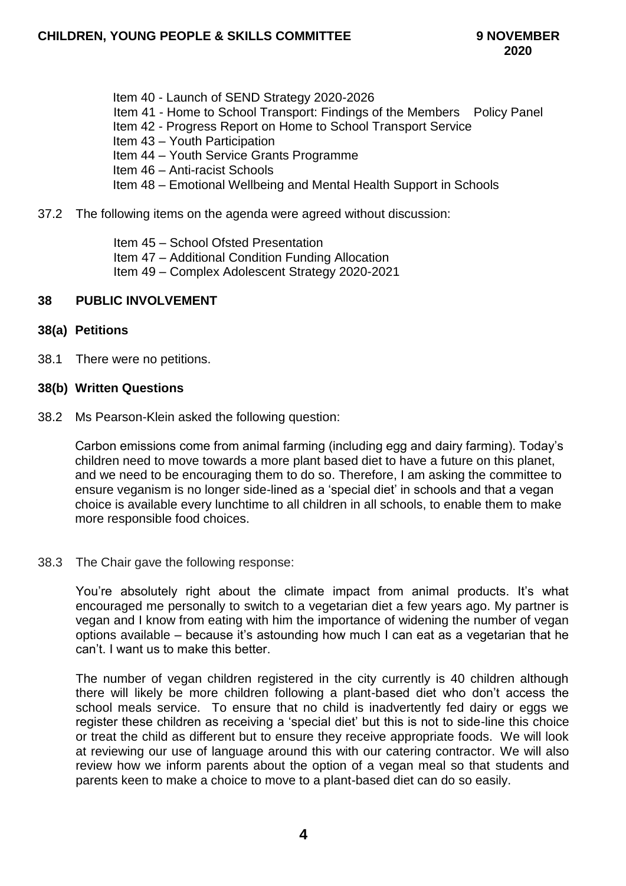Item 40 - Launch of SEND Strategy 2020-2026
Item 41 - Home to School Transport: Findings of the Members Policy Panel
Item 42 - Progress Report on Home to School Transport Service
Item 43 – Youth Participation
Item 44 – Youth Service Grants Programme
Item 46 – Anti-racist Schools
Item 48 – Emotional Wellbeing and Mental Health Support in Schools

37.2 The following items on the agenda were agreed without discussion:

Item 45 – School Ofsted Presentation
Item 47 – Additional Condition Funding Allocation
Item 49 – Complex Adolescent Strategy 2020-2021

## 38 PUBLIC INVOLVEMENT

### 38(a) Petitions

38.1 There were no petitions.

### 38(b) Written Questions

38.2 Ms Pearson-Klein asked the following question:

Carbon emissions come from animal farming (including egg and dairy farming). Today's children need to move towards a more plant based diet to have a future on this planet, and we need to be encouraging them to do so. Therefore, I am asking the committee to ensure veganism is no longer side-lined as a 'special diet' in schools and that a vegan choice is available every lunchtime to all children in all schools, to enable them to make more responsible food choices.

38.3 The Chair gave the following response:

You're absolutely right about the climate impact from animal products. It's what encouraged me personally to switch to a vegetarian diet a few years ago. My partner is vegan and I know from eating with him the importance of widening the number of vegan options available – because it's astounding how much I can eat as a vegetarian that he can't. I want us to make this better.

The number of vegan children registered in the city currently is 40 children although there will likely be more children following a plant-based diet who don't access the school meals service. To ensure that no child is inadvertently fed dairy or eggs we register these children as receiving a 'special diet' but this is not to side-line this choice or treat the child as different but to ensure they receive appropriate foods. We will look at reviewing our use of language around this with our catering contractor. We will also review how we inform parents about the option of a vegan meal so that students and parents keen to make a choice to move to a plant-based diet can do so easily.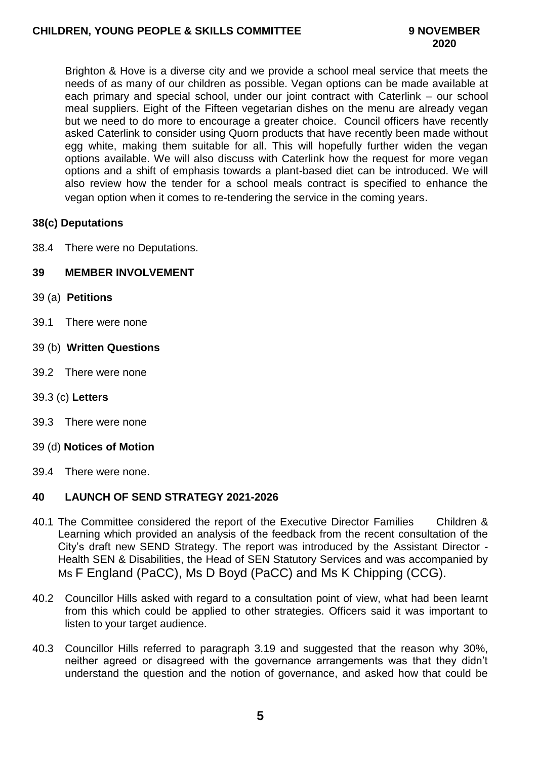Brighton & Hove is a diverse city and we provide a school meal service that meets the needs of as many of our children as possible. Vegan options can be made available at each primary and special school, under our joint contract with Caterlink – our school meal suppliers. Eight of the Fifteen vegetarian dishes on the menu are already vegan but we need to do more to encourage a greater choice. Council officers have recently asked Caterlink to consider using Quorn products that have recently been made without egg white, making them suitable for all. This will hopefully further widen the vegan options available. We will also discuss with Caterlink how the request for more vegan options and a shift of emphasis towards a plant-based diet can be introduced. We will also review how the tender for a school meals contract is specified to enhance the vegan option when it comes to re-tendering the service in the coming years.

**38(c) Deputations**

38.4 There were no Deputations.

## 39 MEMBER INVOLVEMENT

39 (a) **Petitions**

39.1 There were none

39 (b) **Written Questions**

39.2 There were none

39.3 (c) **Letters**

39.3 There were none

39 (d) **Notices of Motion**

39.4 There were none.

## 40 LAUNCH OF SEND STRATEGY 2021-2026

40.1 The Committee considered the report of the Executive Director Families Children & Learning which provided an analysis of the feedback from the recent consultation of the City's draft new SEND Strategy. The report was introduced by the Assistant Director - Health SEN & Disabilities, the Head of SEN Statutory Services and was accompanied by Ms F England (PaCC), Ms D Boyd (PaCC) and Ms K Chipping (CCG).

40.2 Councillor Hills asked with regard to a consultation point of view, what had been learnt from this which could be applied to other strategies. Officers said it was important to listen to your target audience.

40.3 Councillor Hills referred to paragraph 3.19 and suggested that the reason why 30%, neither agreed or disagreed with the governance arrangements was that they didn't understand the question and the notion of governance, and asked how that could be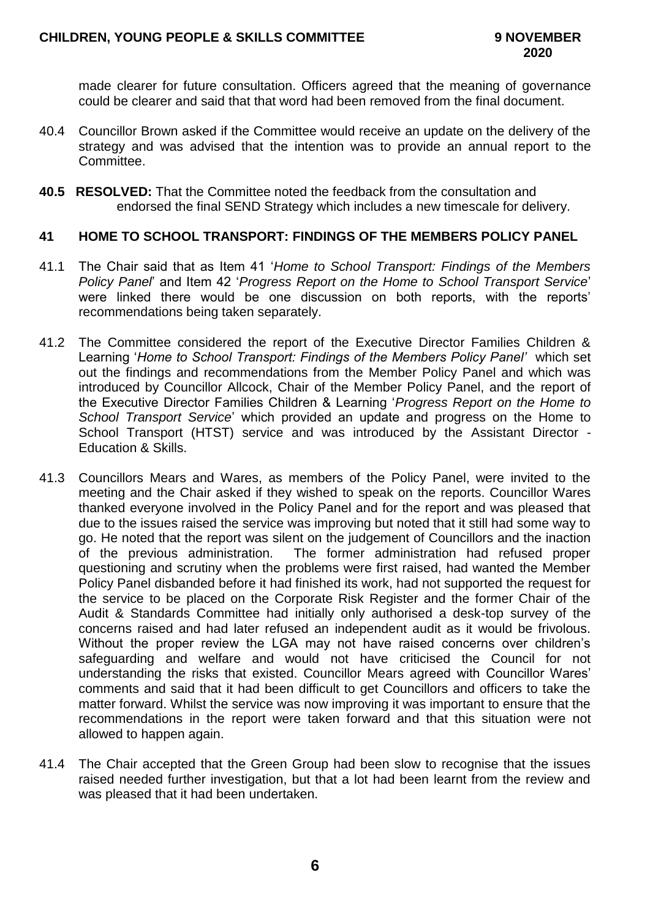made clearer for future consultation. Officers agreed that the meaning of governance could be clearer and said that that word had been removed from the final document.

40.4 Councillor Brown asked if the Committee would receive an update on the delivery of the strategy and was advised that the intention was to provide an annual report to the Committee.

**40.5 RESOLVED:** That the Committee noted the feedback from the consultation and endorsed the final SEND Strategy which includes a new timescale for delivery.

## 41 HOME TO SCHOOL TRANSPORT: FINDINGS OF THE MEMBERS POLICY PANEL

41.1 The Chair said that as Item 41 '*Home to School Transport: Findings of the Members Policy Panel*' and Item 42 '*Progress Report on the Home to School Transport Service*' were linked there would be one discussion on both reports, with the reports' recommendations being taken separately.

41.2 The Committee considered the report of the Executive Director Families Children & Learning '*Home to School Transport: Findings of the Members Policy Panel'* which set out the findings and recommendations from the Member Policy Panel and which was introduced by Councillor Allcock, Chair of the Member Policy Panel, and the report of the Executive Director Families Children & Learning '*Progress Report on the Home to School Transport Service*' which provided an update and progress on the Home to School Transport (HTST) service and was introduced by the Assistant Director - Education & Skills.

41.3 Councillors Mears and Wares, as members of the Policy Panel, were invited to the meeting and the Chair asked if they wished to speak on the reports. Councillor Wares thanked everyone involved in the Policy Panel and for the report and was pleased that due to the issues raised the service was improving but noted that it still had some way to go. He noted that the report was silent on the judgement of Councillors and the inaction of the previous administration. The former administration had refused proper questioning and scrutiny when the problems were first raised, had wanted the Member Policy Panel disbanded before it had finished its work, had not supported the request for the service to be placed on the Corporate Risk Register and the former Chair of the Audit & Standards Committee had initially only authorised a desk-top survey of the concerns raised and had later refused an independent audit as it would be frivolous. Without the proper review the LGA may not have raised concerns over children's safeguarding and welfare and would not have criticised the Council for not understanding the risks that existed. Councillor Mears agreed with Councillor Wares' comments and said that it had been difficult to get Councillors and officers to take the matter forward. Whilst the service was now improving it was important to ensure that the recommendations in the report were taken forward and that this situation were not allowed to happen again.

41.4 The Chair accepted that the Green Group had been slow to recognise that the issues raised needed further investigation, but that a lot had been learnt from the review and was pleased that it had been undertaken.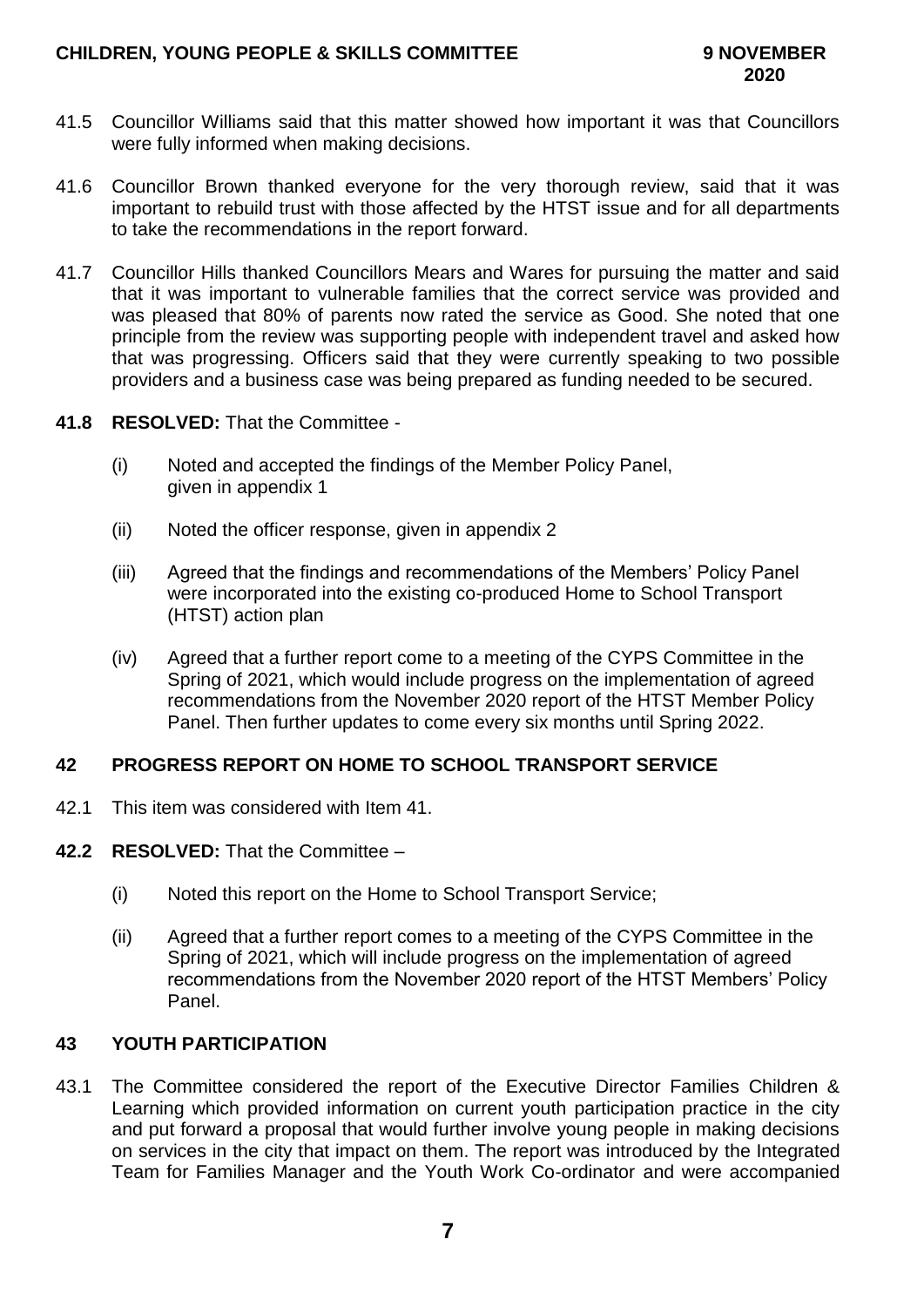41.5 Councillor Williams said that this matter showed how important it was that Councillors were fully informed when making decisions.

41.6 Councillor Brown thanked everyone for the very thorough review, said that it was important to rebuild trust with those affected by the HTST issue and for all departments to take the recommendations in the report forward.

41.7 Councillor Hills thanked Councillors Mears and Wares for pursuing the matter and said that it was important to vulnerable families that the correct service was provided and was pleased that 80% of parents now rated the service as Good. She noted that one principle from the review was supporting people with independent travel and asked how that was progressing. Officers said that they were currently speaking to two possible providers and a business case was being prepared as funding needed to be secured.

**41.8 RESOLVED:** That the Committee -

(i) Noted and accepted the findings of the Member Policy Panel, given in appendix 1

(ii) Noted the officer response, given in appendix 2

(iii) Agreed that the findings and recommendations of the Members' Policy Panel were incorporated into the existing co-produced Home to School Transport (HTST) action plan

(iv) Agreed that a further report come to a meeting of the CYPS Committee in the Spring of 2021, which would include progress on the implementation of agreed recommendations from the November 2020 report of the HTST Member Policy Panel. Then further updates to come every six months until Spring 2022.

## 42 PROGRESS REPORT ON HOME TO SCHOOL TRANSPORT SERVICE

42.1 This item was considered with Item 41.

**42.2 RESOLVED:** That the Committee –

(i) Noted this report on the Home to School Transport Service;

(ii) Agreed that a further report comes to a meeting of the CYPS Committee in the Spring of 2021, which will include progress on the implementation of agreed recommendations from the November 2020 report of the HTST Members' Policy Panel.

## 43 YOUTH PARTICIPATION

43.1 The Committee considered the report of the Executive Director Families Children & Learning which provided information on current youth participation practice in the city and put forward a proposal that would further involve young people in making decisions on services in the city that impact on them. The report was introduced by the Integrated Team for Families Manager and the Youth Work Co-ordinator and were accompanied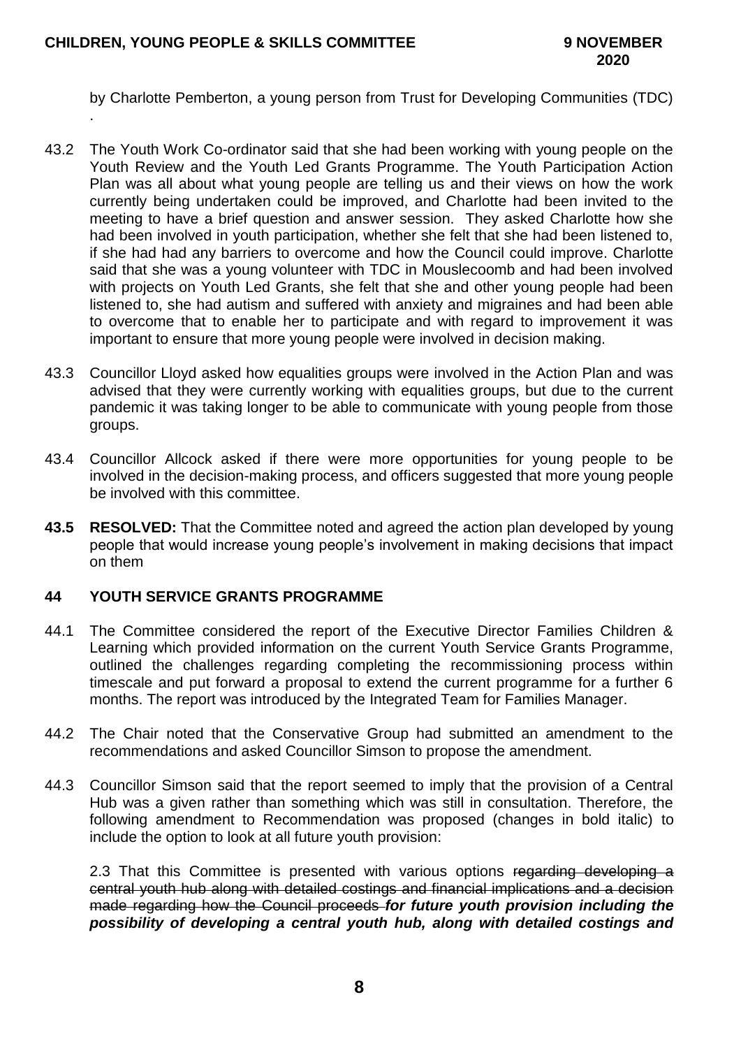by Charlotte Pemberton, a young person from Trust for Developing Communities (TDC) .

43.2 The Youth Work Co-ordinator said that she had been working with young people on the Youth Review and the Youth Led Grants Programme. The Youth Participation Action Plan was all about what young people are telling us and their views on how the work currently being undertaken could be improved, and Charlotte had been invited to the meeting to have a brief question and answer session. They asked Charlotte how she had been involved in youth participation, whether she felt that she had been listened to, if she had had any barriers to overcome and how the Council could improve. Charlotte said that she was a young volunteer with TDC in Mouslecoomb and had been involved with projects on Youth Led Grants, she felt that she and other young people had been listened to, she had autism and suffered with anxiety and migraines and had been able to overcome that to enable her to participate and with regard to improvement it was important to ensure that more young people were involved in decision making.

43.3 Councillor Lloyd asked how equalities groups were involved in the Action Plan and was advised that they were currently working with equalities groups, but due to the current pandemic it was taking longer to be able to communicate with young people from those groups.

43.4 Councillor Allcock asked if there were more opportunities for young people to be involved in the decision-making process, and officers suggested that more young people be involved with this committee.

**43.5 RESOLVED:** That the Committee noted and agreed the action plan developed by young people that would increase young people's involvement in making decisions that impact on them

## 44 YOUTH SERVICE GRANTS PROGRAMME

44.1 The Committee considered the report of the Executive Director Families Children & Learning which provided information on the current Youth Service Grants Programme, outlined the challenges regarding completing the recommissioning process within timescale and put forward a proposal to extend the current programme for a further 6 months. The report was introduced by the Integrated Team for Families Manager.

44.2 The Chair noted that the Conservative Group had submitted an amendment to the recommendations and asked Councillor Simson to propose the amendment.

44.3 Councillor Simson said that the report seemed to imply that the provision of a Central Hub was a given rather than something which was still in consultation. Therefore, the following amendment to Recommendation was proposed (changes in bold italic) to include the option to look at all future youth provision:

2.3 That this Committee is presented with various options ~~regarding developing a central youth hub along with detailed costings and financial implications and a decision made regarding how the Council proceeds~~ ***for future youth provision including the possibility of developing a central youth hub, along with detailed costings and***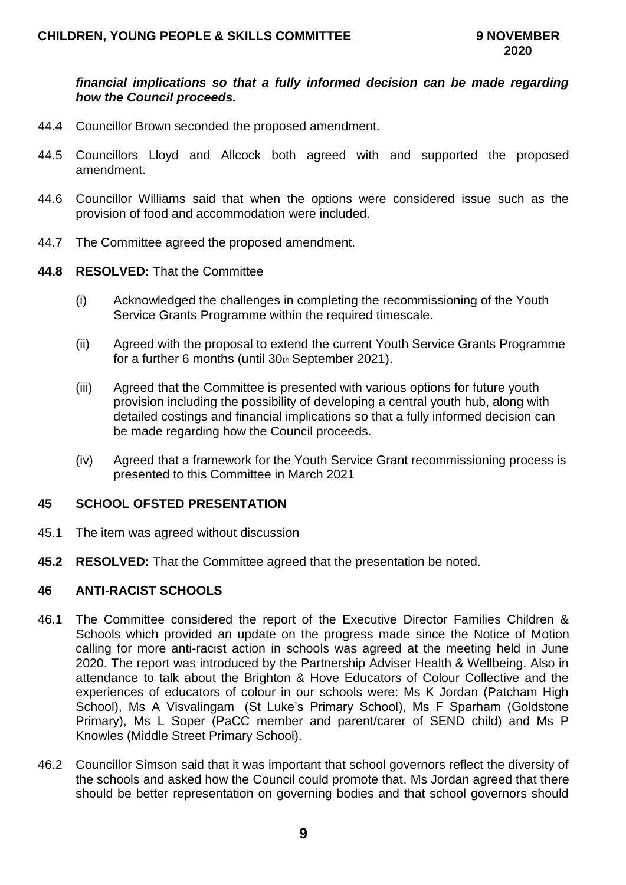***financial implications so that a fully informed decision can be made regarding how the Council proceeds.***

44.4 Councillor Brown seconded the proposed amendment.

44.5 Councillors Lloyd and Allcock both agreed with and supported the proposed amendment.

44.6 Councillor Williams said that when the options were considered issue such as the provision of food and accommodation were included.

44.7 The Committee agreed the proposed amendment.

**44.8 RESOLVED:** That the Committee

(i) Acknowledged the challenges in completing the recommissioning of the Youth Service Grants Programme within the required timescale.

(ii) Agreed with the proposal to extend the current Youth Service Grants Programme for a further 6 months (until 30th September 2021).

(iii) Agreed that the Committee is presented with various options for future youth provision including the possibility of developing a central youth hub, along with detailed costings and financial implications so that a fully informed decision can be made regarding how the Council proceeds.

(iv) Agreed that a framework for the Youth Service Grant recommissioning process is presented to this Committee in March 2021

## 45 SCHOOL OFSTED PRESENTATION

45.1 The item was agreed without discussion

**45.2 RESOLVED:** That the Committee agreed that the presentation be noted.

## 46 ANTI-RACIST SCHOOLS

46.1 The Committee considered the report of the Executive Director Families Children & Schools which provided an update on the progress made since the Notice of Motion calling for more anti-racist action in schools was agreed at the meeting held in June 2020. The report was introduced by the Partnership Adviser Health & Wellbeing. Also in attendance to talk about the Brighton & Hove Educators of Colour Collective and the experiences of educators of colour in our schools were: Ms K Jordan (Patcham High School), Ms A Visvalingam (St Luke's Primary School), Ms F Sparham (Goldstone Primary), Ms L Soper (PaCC member and parent/carer of SEND child) and Ms P Knowles (Middle Street Primary School).

46.2 Councillor Simson said that it was important that school governors reflect the diversity of the schools and asked how the Council could promote that. Ms Jordan agreed that there should be better representation on governing bodies and that school governors should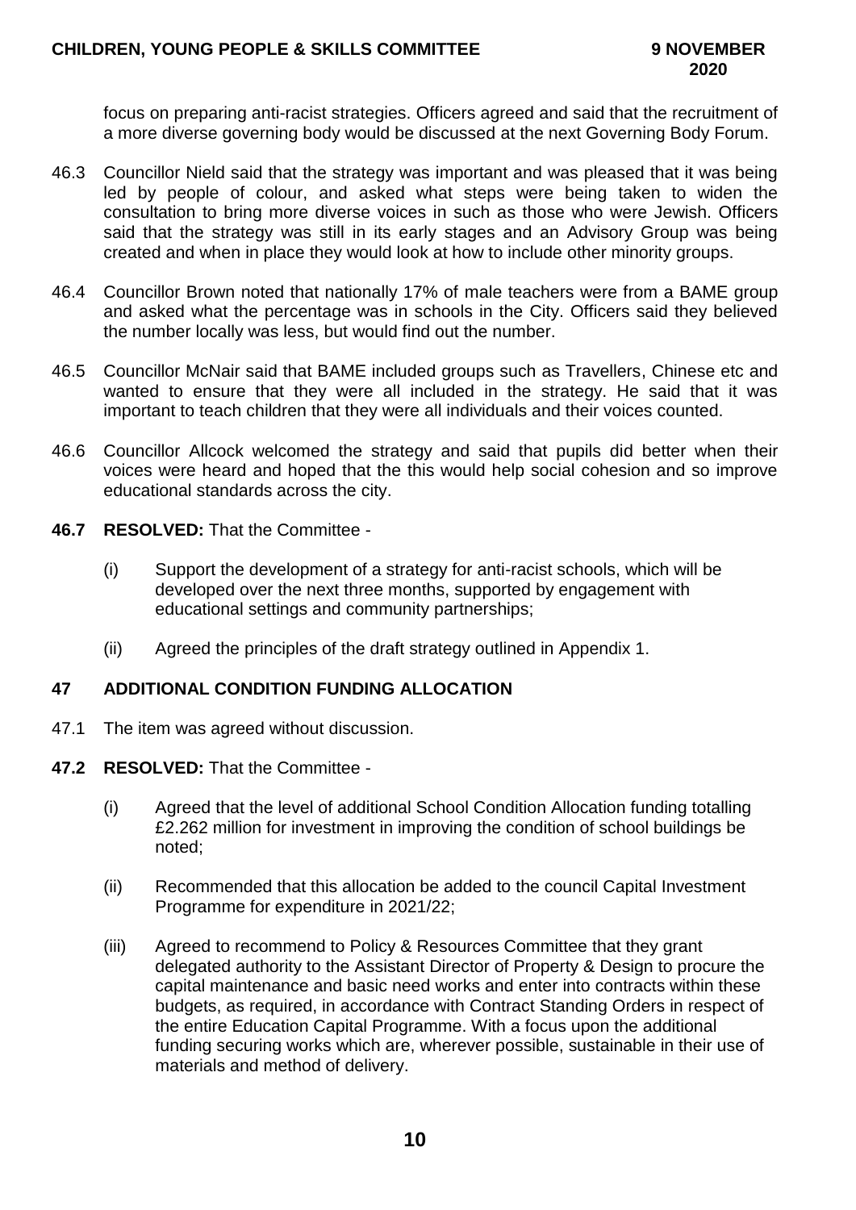focus on preparing anti-racist strategies. Officers agreed and said that the recruitment of a more diverse governing body would be discussed at the next Governing Body Forum.

46.3 Councillor Nield said that the strategy was important and was pleased that it was being led by people of colour, and asked what steps were being taken to widen the consultation to bring more diverse voices in such as those who were Jewish. Officers said that the strategy was still in its early stages and an Advisory Group was being created and when in place they would look at how to include other minority groups.

46.4 Councillor Brown noted that nationally 17% of male teachers were from a BAME group and asked what the percentage was in schools in the City. Officers said they believed the number locally was less, but would find out the number.

46.5 Councillor McNair said that BAME included groups such as Travellers, Chinese etc and wanted to ensure that they were all included in the strategy. He said that it was important to teach children that they were all individuals and their voices counted.

46.6 Councillor Allcock welcomed the strategy and said that pupils did better when their voices were heard and hoped that the this would help social cohesion and so improve educational standards across the city.

**46.7 RESOLVED:** That the Committee -

(i) Support the development of a strategy for anti-racist schools, which will be developed over the next three months, supported by engagement with educational settings and community partnerships;

(ii) Agreed the principles of the draft strategy outlined in Appendix 1.

## 47 ADDITIONAL CONDITION FUNDING ALLOCATION

47.1 The item was agreed without discussion.

**47.2 RESOLVED:** That the Committee -

(i) Agreed that the level of additional School Condition Allocation funding totalling £2.262 million for investment in improving the condition of school buildings be noted;

(ii) Recommended that this allocation be added to the council Capital Investment Programme for expenditure in 2021/22;

(iii) Agreed to recommend to Policy & Resources Committee that they grant delegated authority to the Assistant Director of Property & Design to procure the capital maintenance and basic need works and enter into contracts within these budgets, as required, in accordance with Contract Standing Orders in respect of the entire Education Capital Programme. With a focus upon the additional funding securing works which are, wherever possible, sustainable in their use of materials and method of delivery.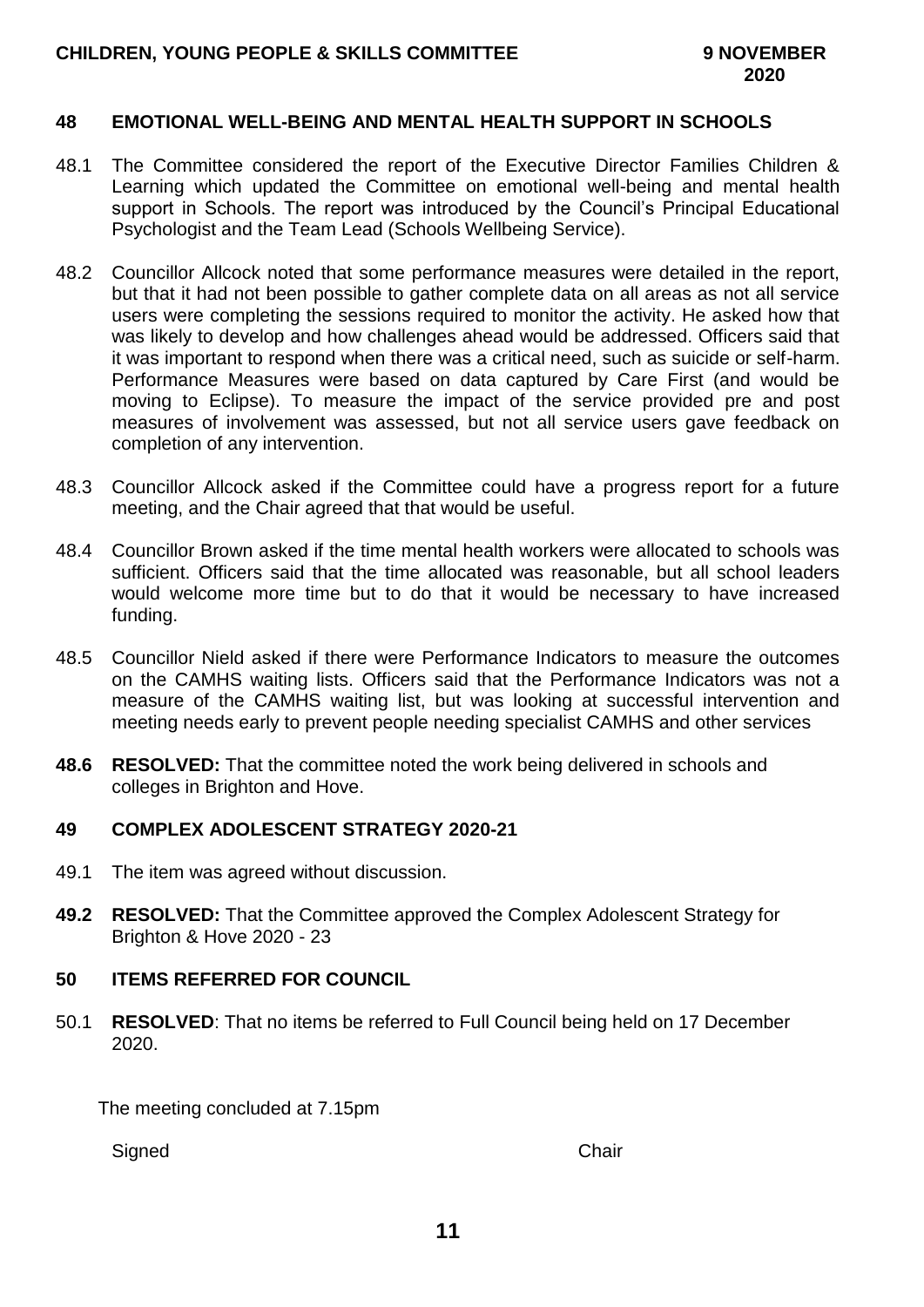## 48 EMOTIONAL WELL-BEING AND MENTAL HEALTH SUPPORT IN SCHOOLS

48.1 The Committee considered the report of the Executive Director Families Children & Learning which updated the Committee on emotional well-being and mental health support in Schools. The report was introduced by the Council's Principal Educational Psychologist and the Team Lead (Schools Wellbeing Service).

48.2 Councillor Allcock noted that some performance measures were detailed in the report, but that it had not been possible to gather complete data on all areas as not all service users were completing the sessions required to monitor the activity. He asked how that was likely to develop and how challenges ahead would be addressed. Officers said that it was important to respond when there was a critical need, such as suicide or self-harm. Performance Measures were based on data captured by Care First (and would be moving to Eclipse). To measure the impact of the service provided pre and post measures of involvement was assessed, but not all service users gave feedback on completion of any intervention.

48.3 Councillor Allcock asked if the Committee could have a progress report for a future meeting, and the Chair agreed that that would be useful.

48.4 Councillor Brown asked if the time mental health workers were allocated to schools was sufficient. Officers said that the time allocated was reasonable, but all school leaders would welcome more time but to do that it would be necessary to have increased funding.

48.5 Councillor Nield asked if there were Performance Indicators to measure the outcomes on the CAMHS waiting lists. Officers said that the Performance Indicators was not a measure of the CAMHS waiting list, but was looking at successful intervention and meeting needs early to prevent people needing specialist CAMHS and other services

**48.6 RESOLVED:** That the committee noted the work being delivered in schools and colleges in Brighton and Hove.

## 49 COMPLEX ADOLESCENT STRATEGY 2020-21

49.1 The item was agreed without discussion.

**49.2 RESOLVED:** That the Committee approved the Complex Adolescent Strategy for Brighton & Hove 2020 - 23

## 50 ITEMS REFERRED FOR COUNCIL

50.1 **RESOLVED**: That no items be referred to Full Council being held on 17 December 2020.

The meeting concluded at 7.15pm

Signed Chair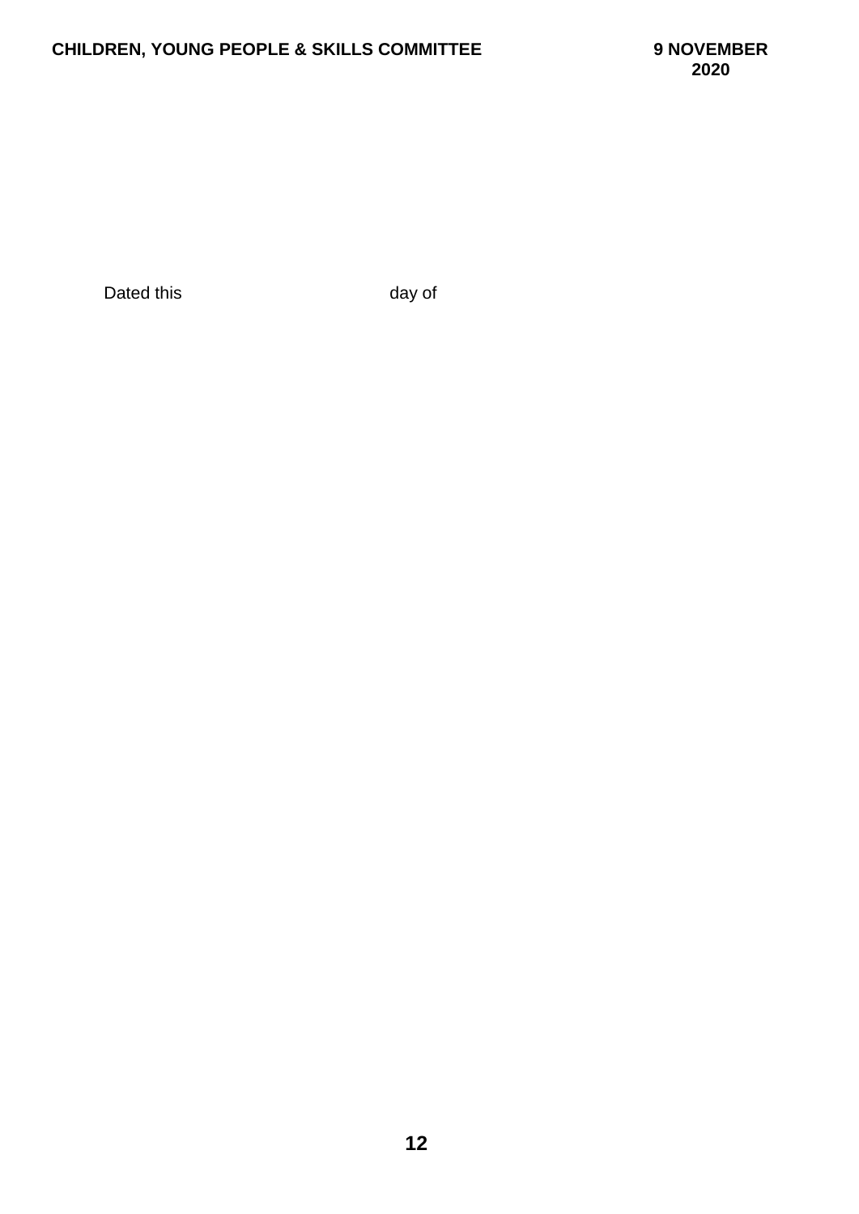Dated this day of